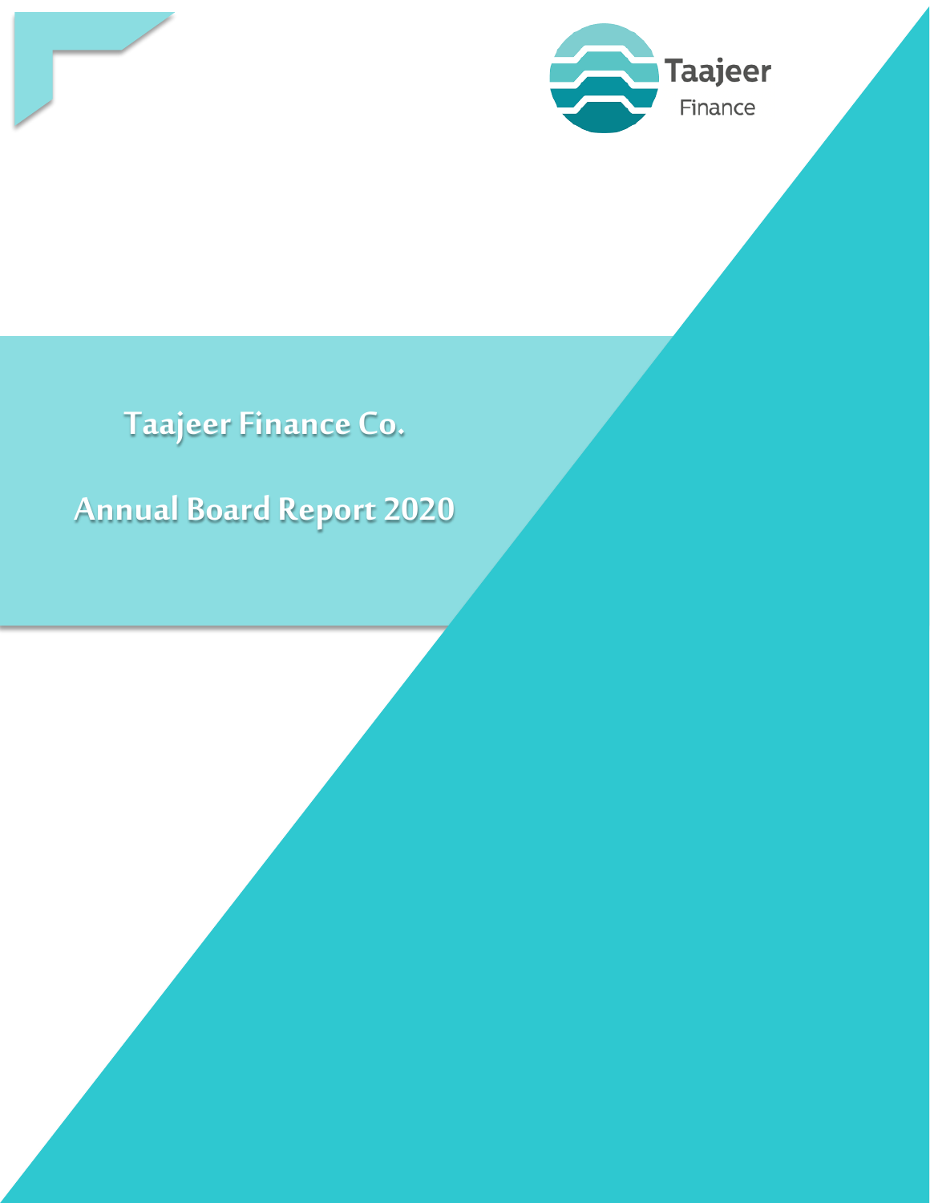Taajeer
Finance

# Taajeer Finance Co.

# Annual Board Report 2020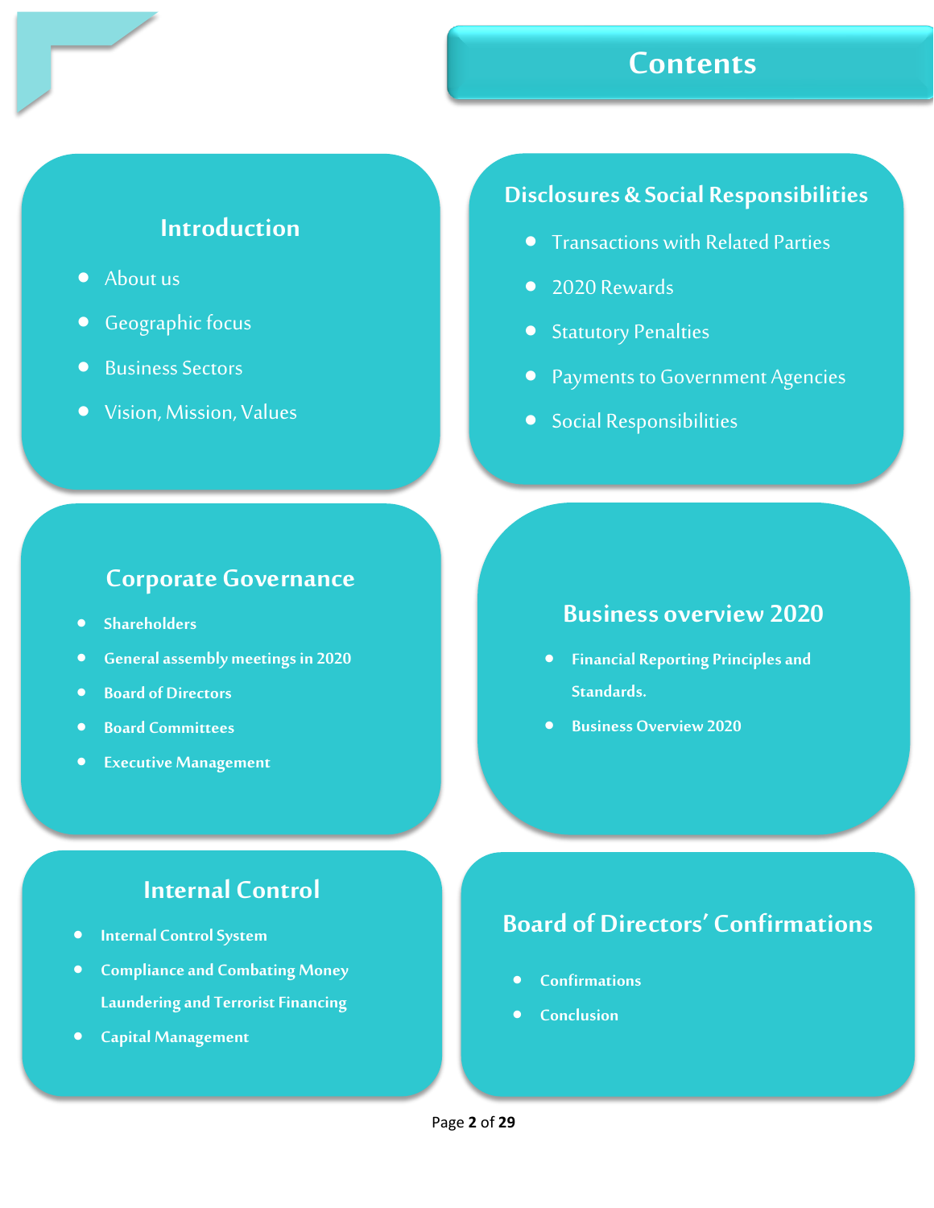# Contents

## Introduction

- About us
- Geographic focus
- Business Sectors
- Vision, Mission, Values

## Disclosures & Social Responsibilities

- Transactions with Related Parties
- 2020 Rewards
- Statutory Penalties
- Payments to Government Agencies
- Social Responsibilities

## Corporate Governance

- Shareholders
- General assembly meetings in 2020
- Board of Directors
- Board Committees
- Executive Management

## Business overview 2020

- Financial Reporting Principles and Standards.
- Business Overview 2020

## Internal Control

- Internal Control System
- Compliance and Combating Money Laundering and Terrorist Financing
- Capital Management

## Board of Directors' Confirmations

- Confirmations
- Conclusion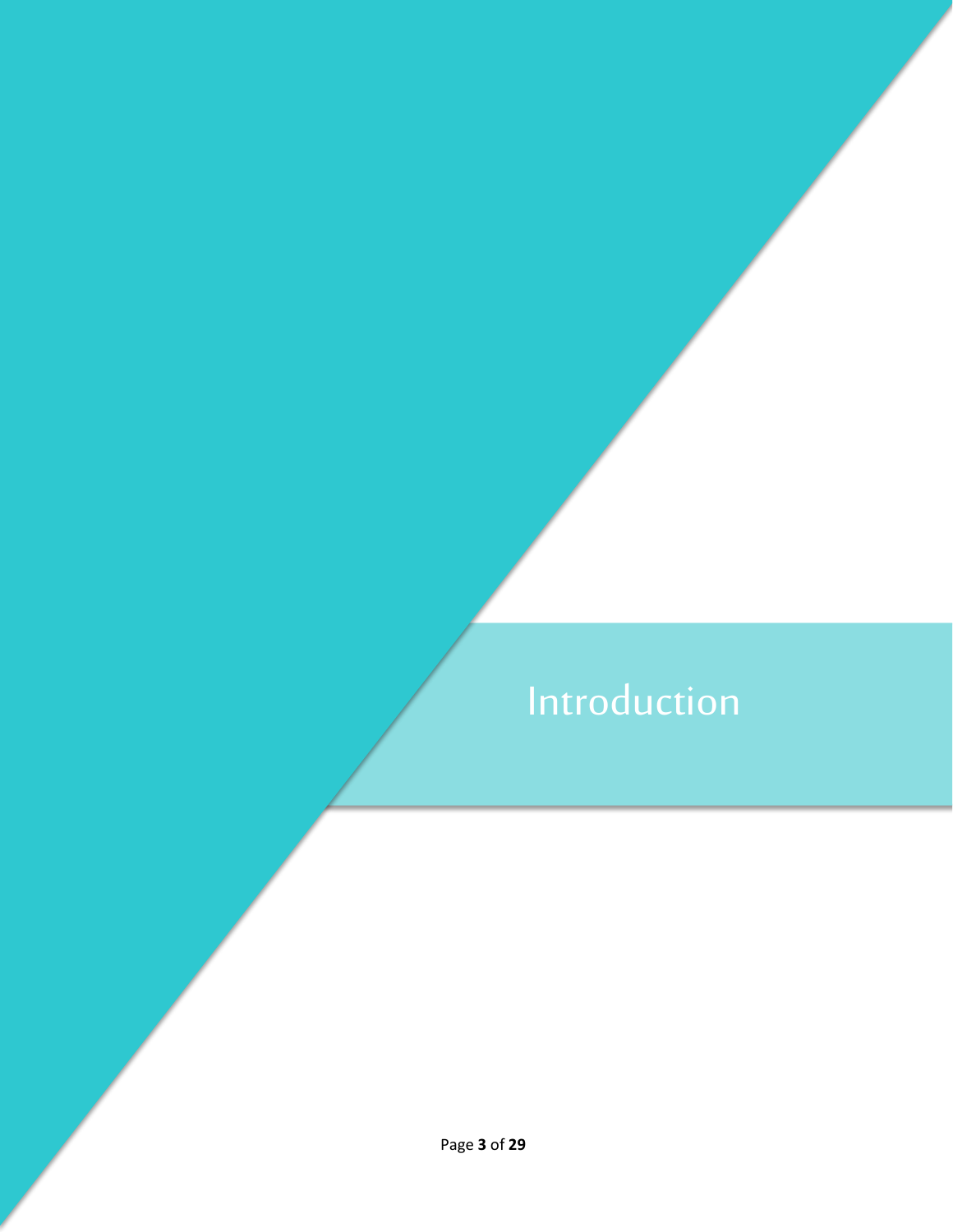# Introduction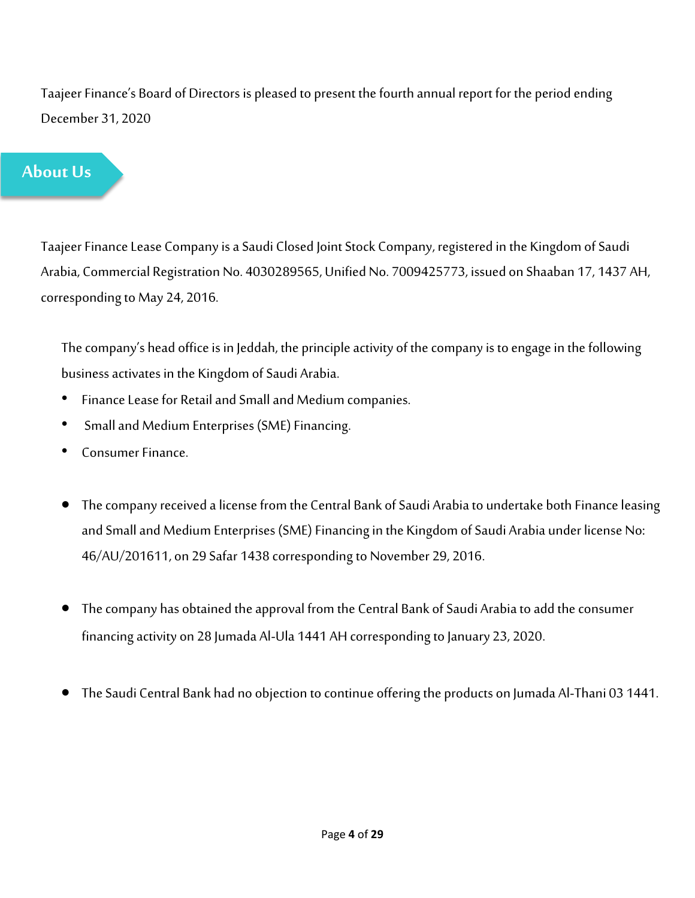Taajeer Finance's Board of Directors is pleased to present the fourth annual report for the period ending December 31, 2020

## About Us

Taajeer Finance Lease Company is a Saudi Closed Joint Stock Company, registered in the Kingdom of Saudi Arabia, Commercial Registration No. 4030289565, Unified No. 7009425773, issued on Shaaban 17, 1437 AH, corresponding to May 24, 2016.

The company's head office is in Jeddah, the principle activity of the company is to engage in the following business activates in the Kingdom of Saudi Arabia.

- Finance Lease for Retail and Small and Medium companies.
- Small and Medium Enterprises (SME) Financing.
- Consumer Finance.

- The company received a license from the Central Bank of Saudi Arabia to undertake both Finance leasing and Small and Medium Enterprises (SME) Financing in the Kingdom of Saudi Arabia under license No: 46/AU/201611, on 29 Safar 1438 corresponding to November 29, 2016.

- The company has obtained the approval from the Central Bank of Saudi Arabia to add the consumer financing activity on 28 Jumada Al-Ula 1441 AH corresponding to January 23, 2020.

- The Saudi Central Bank had no objection to continue offering the products on Jumada Al-Thani 03 1441.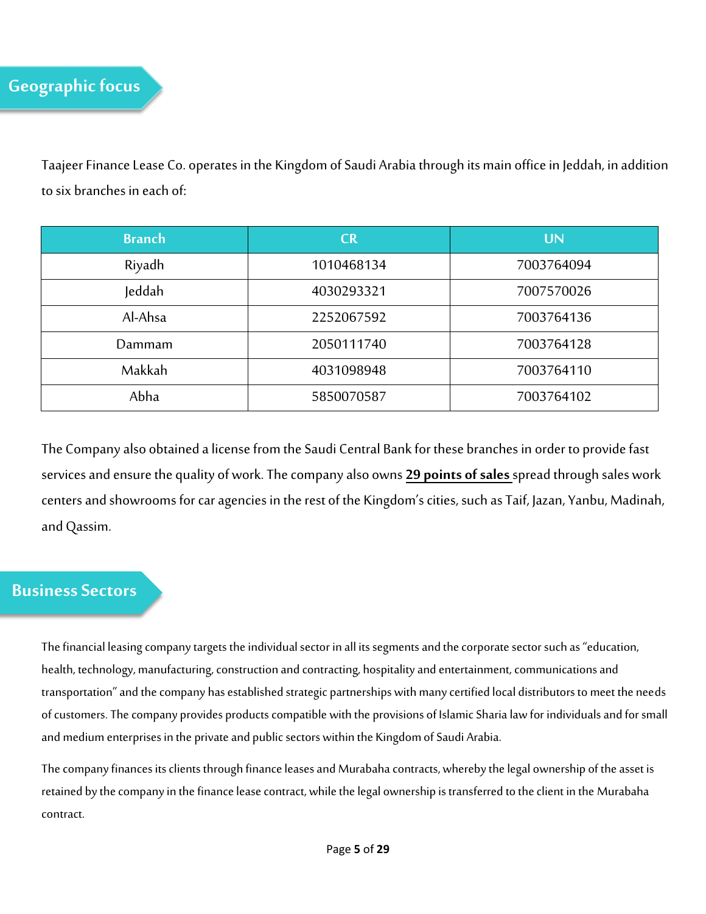## Geographic focus

Taajeer Finance Lease Co. operates in the Kingdom of Saudi Arabia through its main office in Jeddah, in addition to six branches in each of:

| Branch | CR | UN |
|---|---|---|
| Riyadh | 1010468134 | 7003764094 |
| Jeddah | 4030293321 | 7007570026 |
| Al-Ahsa | 2252067592 | 7003764136 |
| Dammam | 2050111740 | 7003764128 |
| Makkah | 4031098948 | 7003764110 |
| Abha | 5850070587 | 7003764102 |

The Company also obtained a license from the Saudi Central Bank for these branches in order to provide fast services and ensure the quality of work. The company also owns **29 points of sales** spread through sales work centers and showrooms for car agencies in the rest of the Kingdom's cities, such as Taif, Jazan, Yanbu, Madinah, and Qassim.

## Business Sectors

The financial leasing company targets the individual sector in all its segments and the corporate sector such as "education, health, technology, manufacturing, construction and contracting, hospitality and entertainment, communications and transportation" and the company has established strategic partnerships with many certified local distributors to meet the needs of customers. The company provides products compatible with the provisions of Islamic Sharia law for individuals and for small and medium enterprises in the private and public sectors within the Kingdom of Saudi Arabia.

The company finances its clients through finance leases and Murabaha contracts, whereby the legal ownership of the asset is retained by the company in the finance lease contract, while the legal ownership is transferred to the client in the Murabaha contract.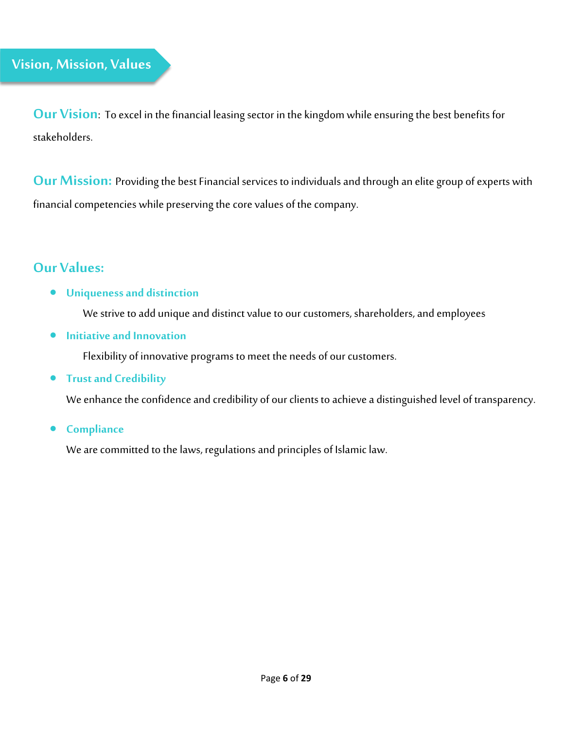## Vision, Mission, Values

**Our Vision**: To excel in the financial leasing sector in the kingdom while ensuring the best benefits for stakeholders.

**Our Mission:** Providing the best Financial services to individuals and through an elite group of experts with financial competencies while preserving the core values of the company.

### Our Values:

- **Uniqueness and distinction**

  We strive to add unique and distinct value to our customers, shareholders, and employees

- **Initiative and Innovation**

  Flexibility of innovative programs to meet the needs of our customers.

- **Trust and Credibility**

  We enhance the confidence and credibility of our clients to achieve a distinguished level of transparency.

- **Compliance**

  We are committed to the laws, regulations and principles of Islamic law.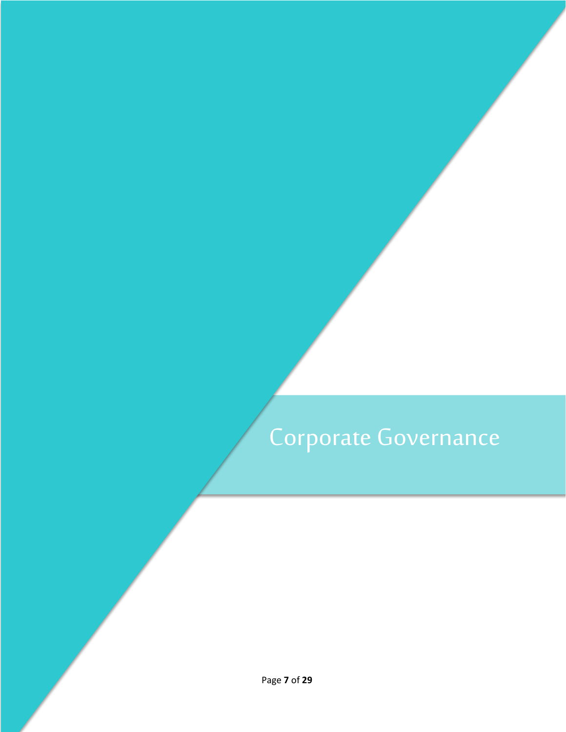# Corporate Governance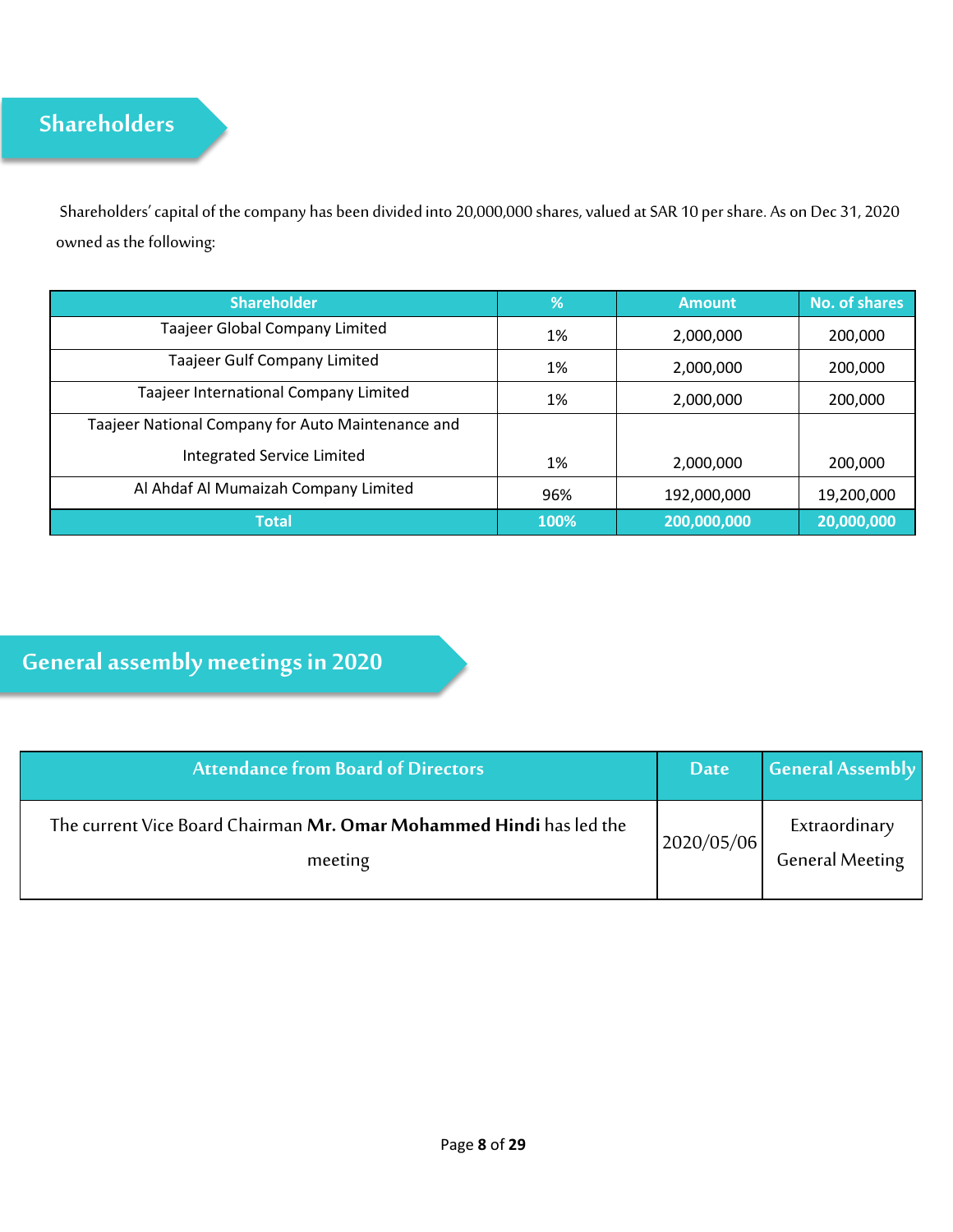## Shareholders

Shareholders' capital of the company has been divided into 20,000,000 shares, valued at SAR 10 per share. As on Dec 31, 2020 owned as the following:

| Shareholder | % | Amount | No. of shares |
|---|---|---|---|
| Taajeer Global Company Limited | 1% | 2,000,000 | 200,000 |
| Taajeer Gulf Company Limited | 1% | 2,000,000 | 200,000 |
| Taajeer International Company Limited | 1% | 2,000,000 | 200,000 |
| Taajeer National Company for Auto Maintenance and Integrated Service Limited | 1% | 2,000,000 | 200,000 |
| Al Ahdaf Al Mumaizah Company Limited | 96% | 192,000,000 | 19,200,000 |
| **Total** | **100%** | **200,000,000** | **20,000,000** |

## General assembly meetings in 2020

| Attendance from Board of Directors | Date | General Assembly |
|---|---|---|
| The current Vice Board Chairman **Mr. Omar Mohammed Hindi** has led the meeting | 2020/05/06 | Extraordinary General Meeting |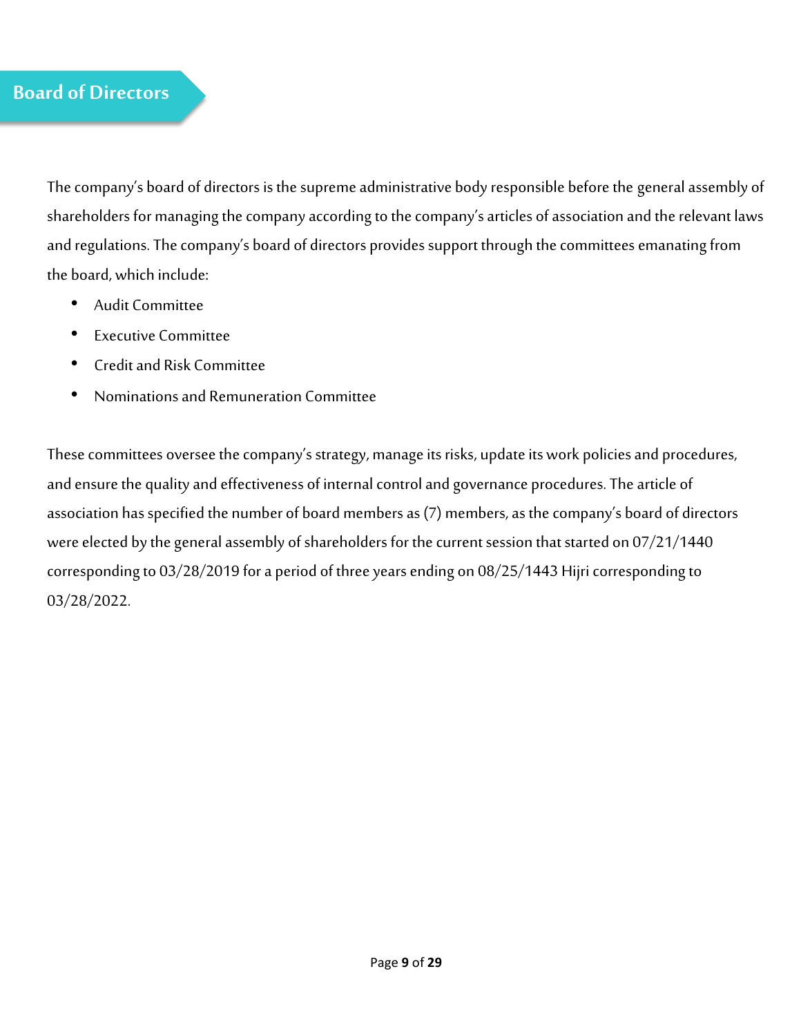## Board of Directors

The company's board of directors is the supreme administrative body responsible before the general assembly of shareholders for managing the company according to the company's articles of association and the relevant laws and regulations. The company's board of directors provides support through the committees emanating from the board, which include:

- Audit Committee
- Executive Committee
- Credit and Risk Committee
- Nominations and Remuneration Committee

These committees oversee the company's strategy, manage its risks, update its work policies and procedures, and ensure the quality and effectiveness of internal control and governance procedures. The article of association has specified the number of board members as (7) members, as the company's board of directors were elected by the general assembly of shareholders for the current session that started on 07/21/1440 corresponding to 03/28/2019 for a period of three years ending on 08/25/1443 Hijri corresponding to 03/28/2022.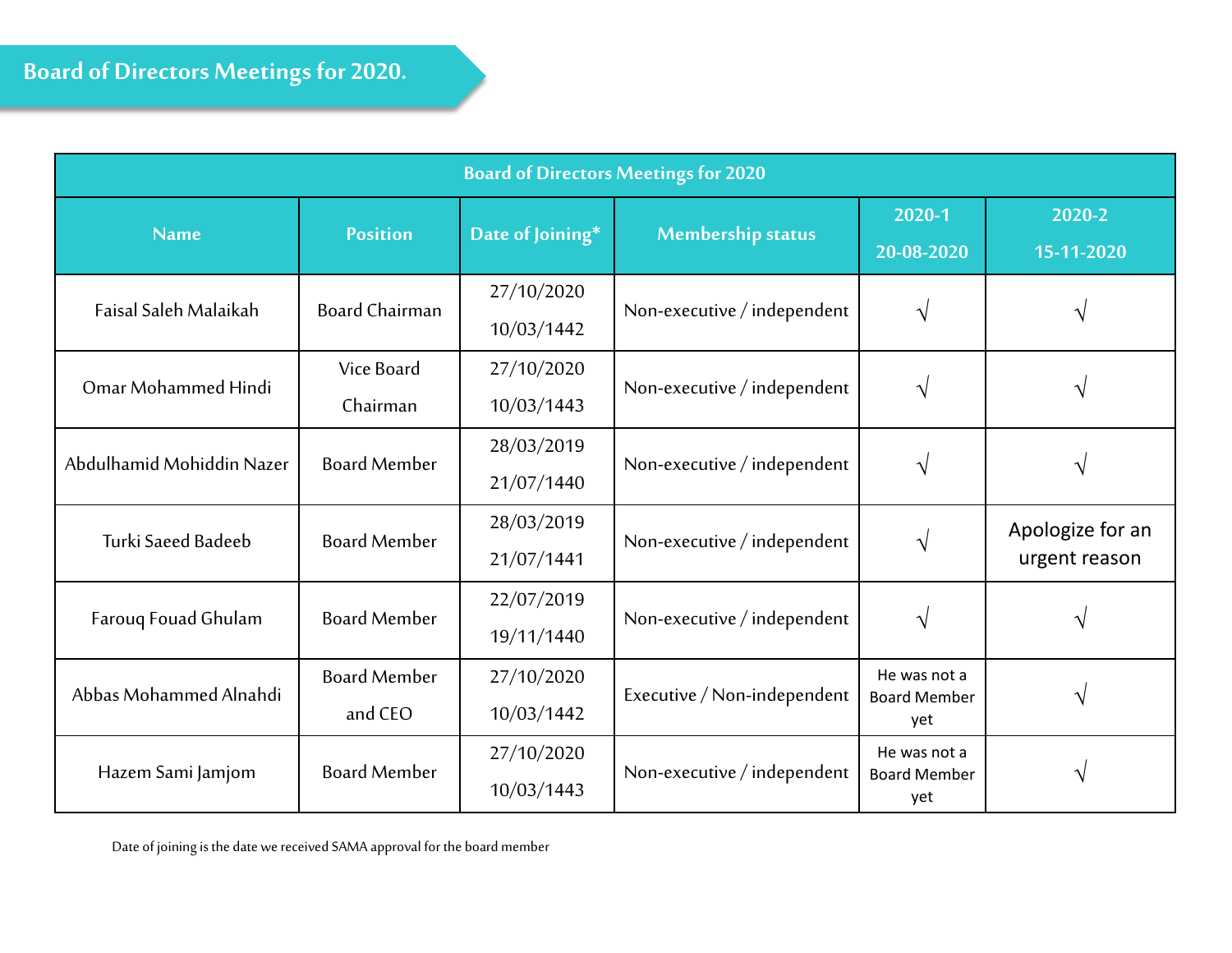## Board of Directors Meetings for 2020.

| Board of Directors Meetings for 2020 | | | | | |
|---|---|---|---|---|---|
| Name | Position | Date of Joining* | Membership status | 2020-1 20-08-2020 | 2020-2 15-11-2020 |
| Faisal Saleh Malaikah | Board Chairman | 27/10/2020 10/03/1442 | Non-executive / independent | √ | √ |
| Omar Mohammed Hindi | Vice Board Chairman | 27/10/2020 10/03/1443 | Non-executive / independent | √ | √ |
| Abdulhamid Mohiddin Nazer | Board Member | 28/03/2019 21/07/1440 | Non-executive / independent | √ | √ |
| Turki Saeed Badeeb | Board Member | 28/03/2019 21/07/1441 | Non-executive / independent | √ | Apologize for an urgent reason |
| Farouq Fouad Ghulam | Board Member | 22/07/2019 19/11/1440 | Non-executive / independent | √ | √ |
| Abbas Mohammed Alnahdi | Board Member and CEO | 27/10/2020 10/03/1442 | Executive / Non-independent | He was not a Board Member yet | √ |
| Hazem Sami Jamjom | Board Member | 27/10/2020 10/03/1443 | Non-executive / independent | He was not a Board Member yet | √ |

Date of joining is the date we received SAMA approval for the board member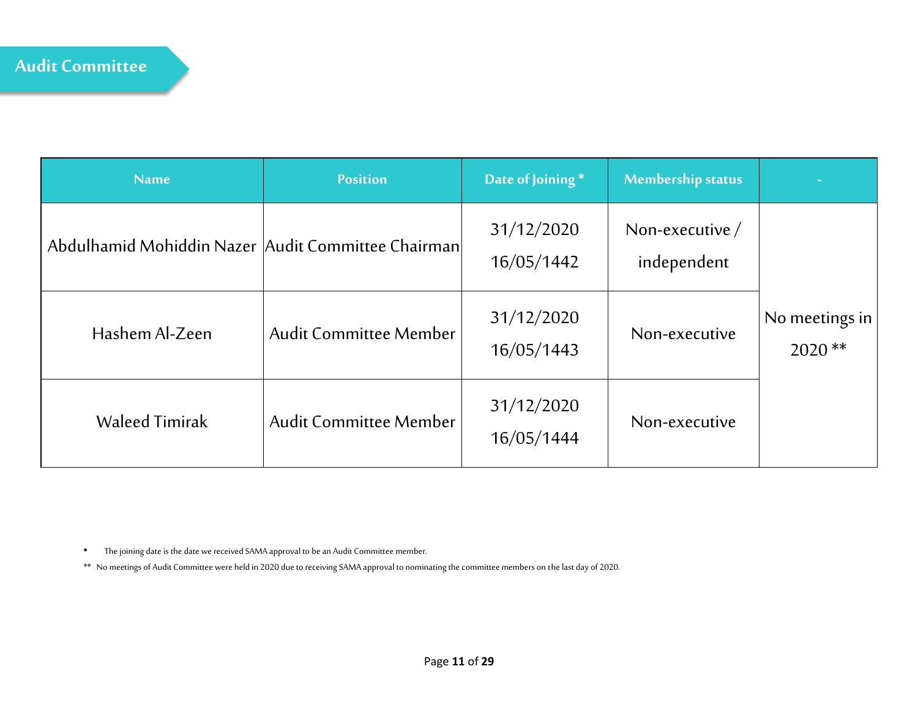## Audit Committee

| Name | Position | Date of Joining * | Membership status | - |
|---|---|---|---|---|
| Abdulhamid Mohiddin Nazer | Audit Committee Chairman | 31/12/2020<br>16/05/1442 | Non-executive / independent | No meetings in 2020 ** |
| Hashem Al-Zeen | Audit Committee Member | 31/12/2020<br>16/05/1443 | Non-executive | |
| Waleed Timirak | Audit Committee Member | 31/12/2020<br>16/05/1444 | Non-executive | |

- The joining date is the date we received SAMA approval to be an Audit Committee member.

** No meetings of Audit Committee were held in 2020 due to receiving SAMA approval to nominating the committee members on the last day of 2020.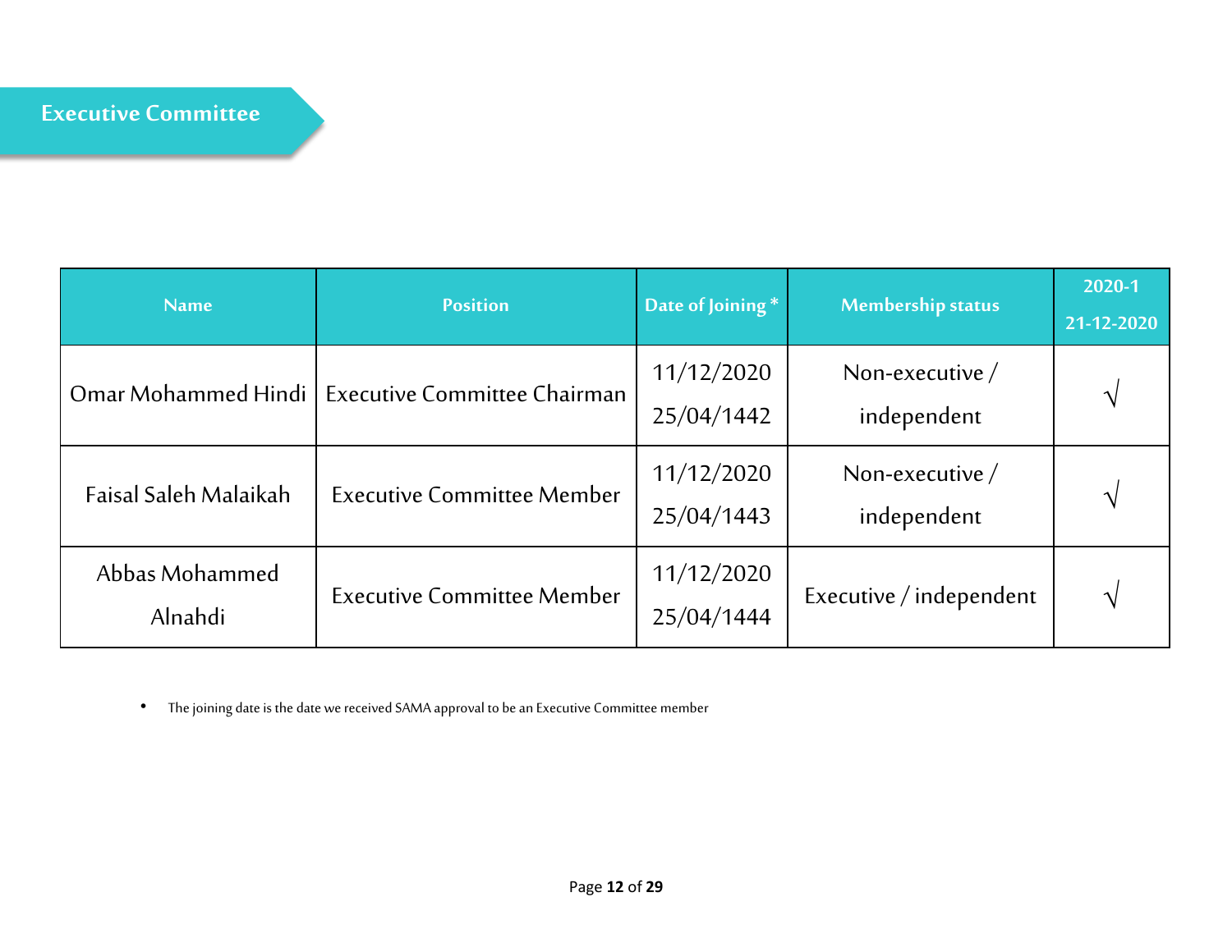## Executive Committee

| Name | Position | Date of Joining * | Membership status | 2020-1 21-12-2020 |
|---|---|---|---|---|
| Omar Mohammed Hindi | Executive Committee Chairman | 11/12/2020 25/04/1442 | Non-executive / independent | √ |
| Faisal Saleh Malaikah | Executive Committee Member | 11/12/2020 25/04/1443 | Non-executive / independent | √ |
| Abbas Mohammed Alnahdi | Executive Committee Member | 11/12/2020 25/04/1444 | Executive / independent | √ |

- The joining date is the date we received SAMA approval to be an Executive Committee member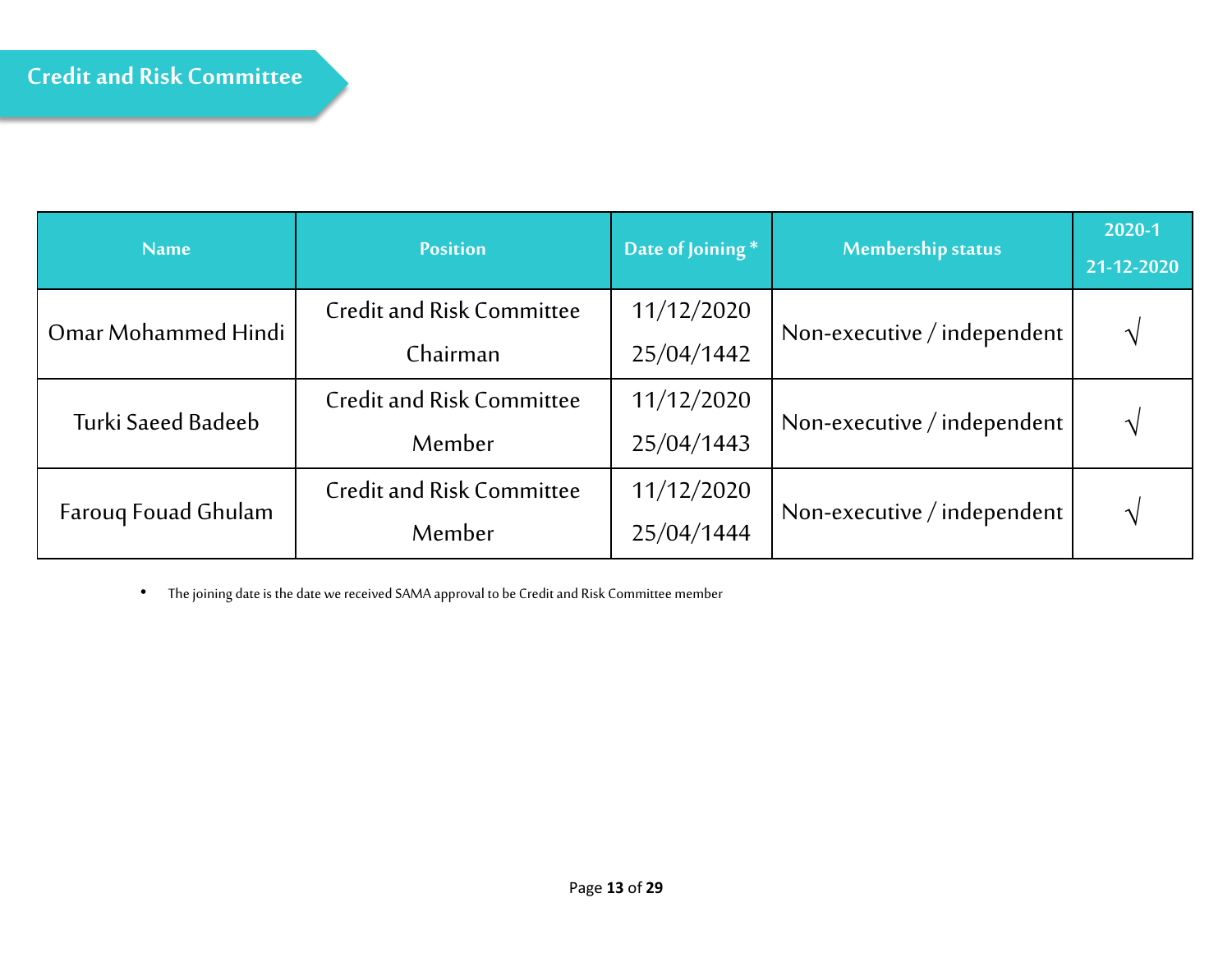## Credit and Risk Committee

| Name | Position | Date of Joining * | Membership status | 2020-1 21-12-2020 |
|---|---|---|---|---|
| Omar Mohammed Hindi | Credit and Risk Committee Chairman | 11/12/2020 25/04/1442 | Non-executive / independent | √ |
| Turki Saeed Badeeb | Credit and Risk Committee Member | 11/12/2020 25/04/1443 | Non-executive / independent | √ |
| Farouq Fouad Ghulam | Credit and Risk Committee Member | 11/12/2020 25/04/1444 | Non-executive / independent | √ |

- The joining date is the date we received SAMA approval to be Credit and Risk Committee member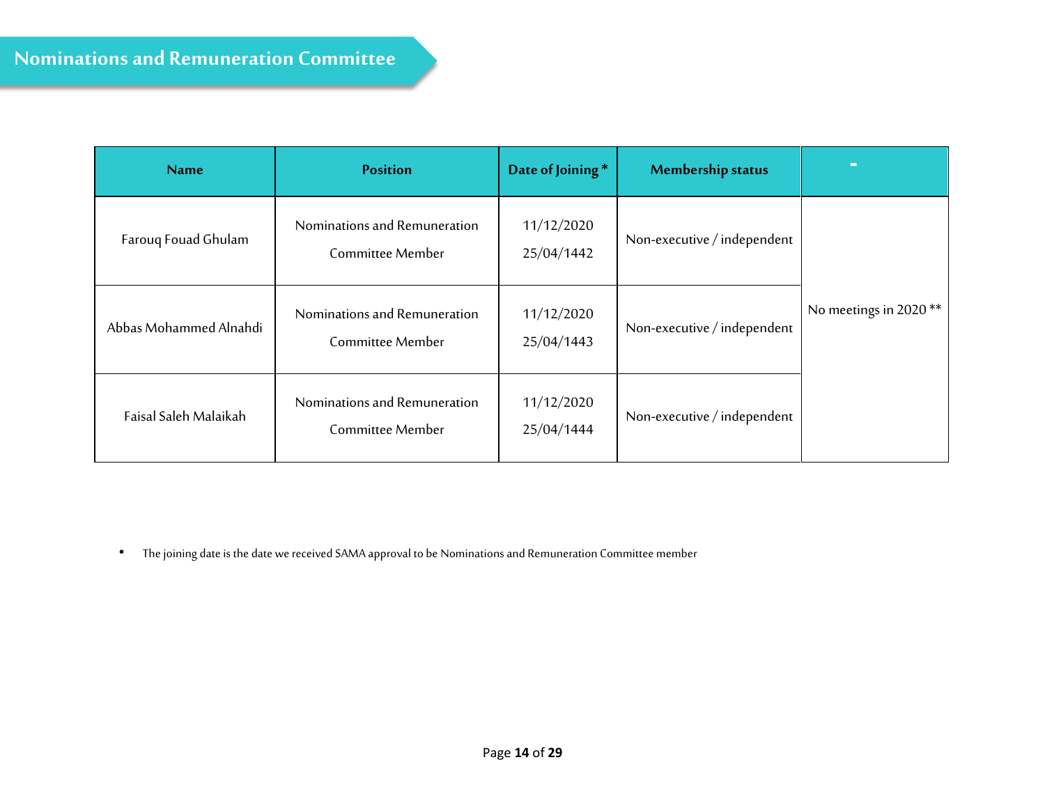## Nominations and Remuneration Committee

| Name | Position | Date of Joining * | Membership status | - |
|---|---|---|---|---|
| Farouq Fouad Ghulam | Nominations and Remuneration Committee Member | 11/12/2020 25/04/1442 | Non-executive / independent | No meetings in 2020 ** |
| Abbas Mohammed Alnahdi | Nominations and Remuneration Committee Member | 11/12/2020 25/04/1443 | Non-executive / independent | |
| Faisal Saleh Malaikah | Nominations and Remuneration Committee Member | 11/12/2020 25/04/1444 | Non-executive / independent | |

- The joining date is the date we received SAMA approval to be Nominations and Remuneration Committee member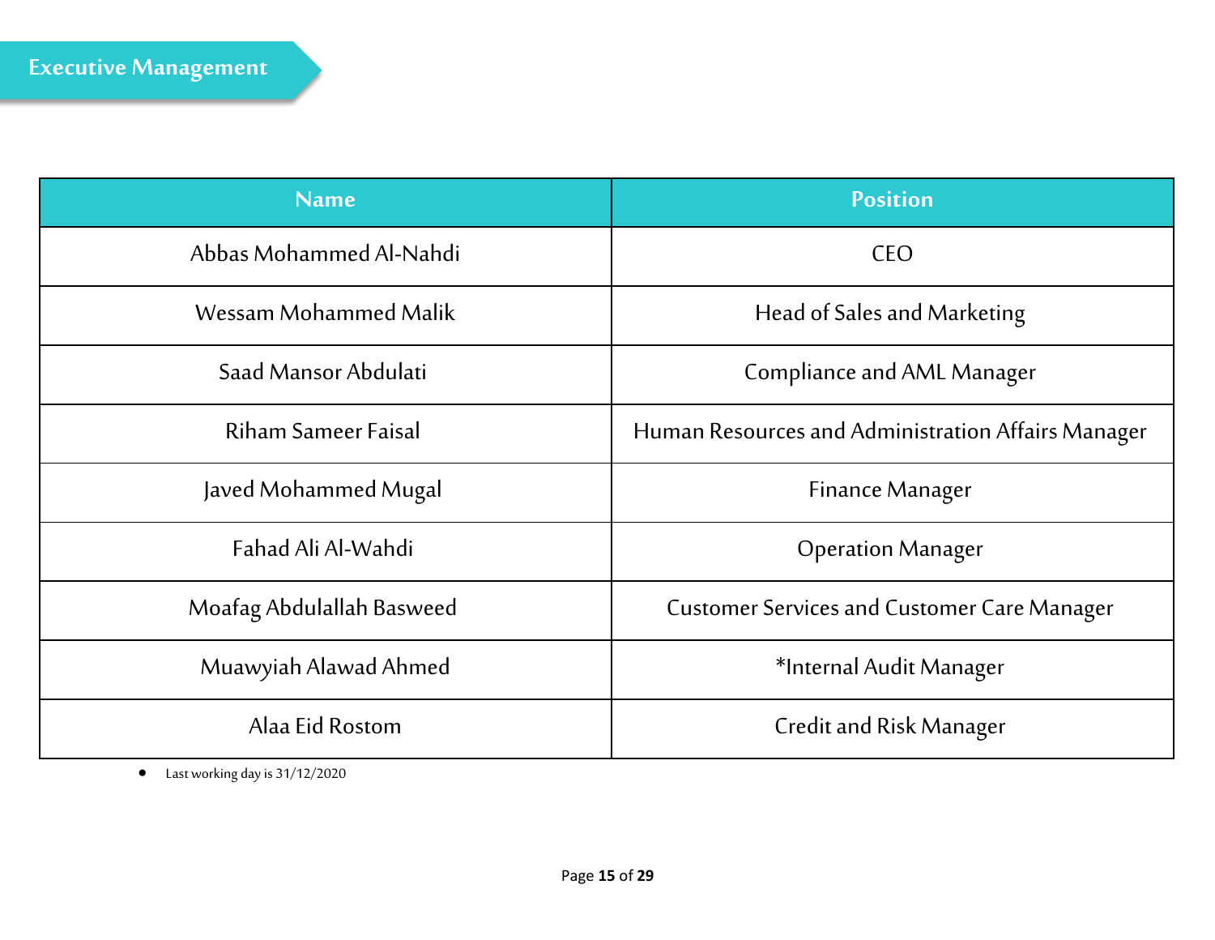## Executive Management

| Name | Position |
| --- | --- |
| Abbas Mohammed Al-Nahdi | CEO |
| Wessam Mohammed Malik | Head of Sales and Marketing |
| Saad Mansor Abdulati | Compliance and AML Manager |
| Riham Sameer Faisal | Human Resources and Administration Affairs Manager |
| Javed Mohammed Mugal | Finance Manager |
| Fahad Ali Al-Wahdi | Operation Manager |
| Moafag Abdulallah Basweed | Customer Services and Customer Care Manager |
| Muawyiah Alawad Ahmed | *Internal Audit Manager |
| Alaa Eid Rostom | Credit and Risk Manager |

- Last working day is 31/12/2020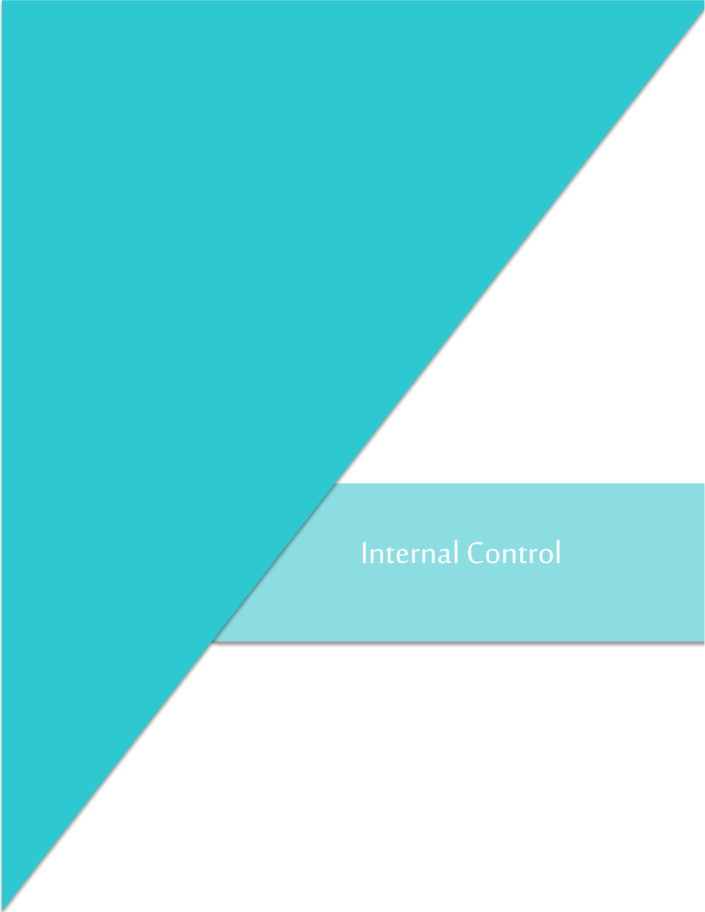# Internal Control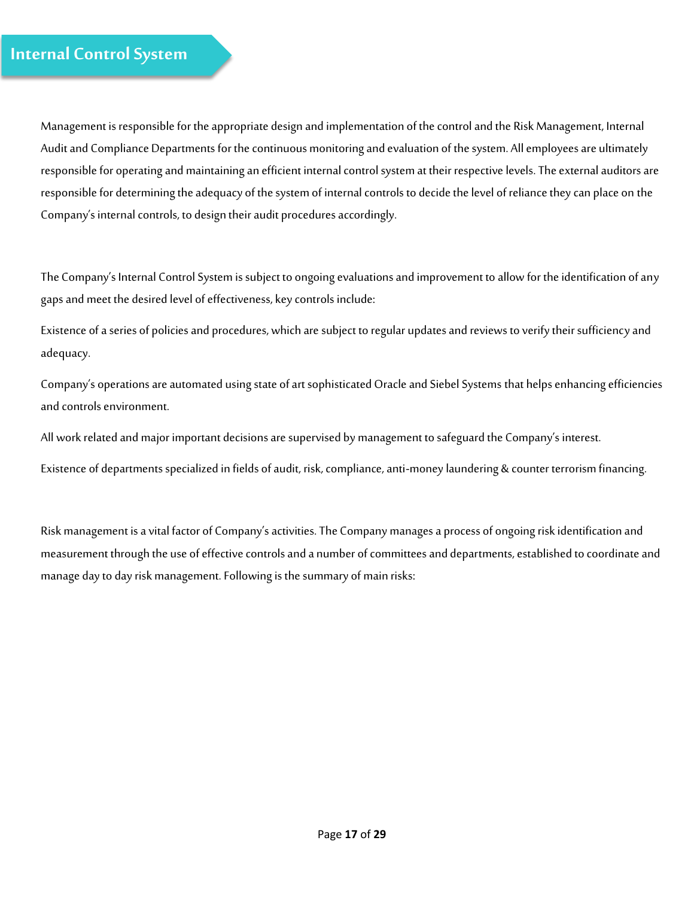# Internal Control System

Management is responsible for the appropriate design and implementation of the control and the Risk Management, Internal Audit and Compliance Departments for the continuous monitoring and evaluation of the system. All employees are ultimately responsible for operating and maintaining an efficient internal control system at their respective levels. The external auditors are responsible for determining the adequacy of the system of internal controls to decide the level of reliance they can place on the Company's internal controls, to design their audit procedures accordingly.

The Company's Internal Control System is subject to ongoing evaluations and improvement to allow for the identification of any gaps and meet the desired level of effectiveness, key controls include:

Existence of a series of policies and procedures, which are subject to regular updates and reviews to verify their sufficiency and adequacy.

Company's operations are automated using state of art sophisticated Oracle and Siebel Systems that helps enhancing efficiencies and controls environment.

All work related and major important decisions are supervised by management to safeguard the Company's interest.

Existence of departments specialized in fields of audit, risk, compliance, anti-money laundering & counter terrorism financing.

Risk management is a vital factor of Company's activities. The Company manages a process of ongoing risk identification and measurement through the use of effective controls and a number of committees and departments, established to coordinate and manage day to day risk management. Following is the summary of main risks: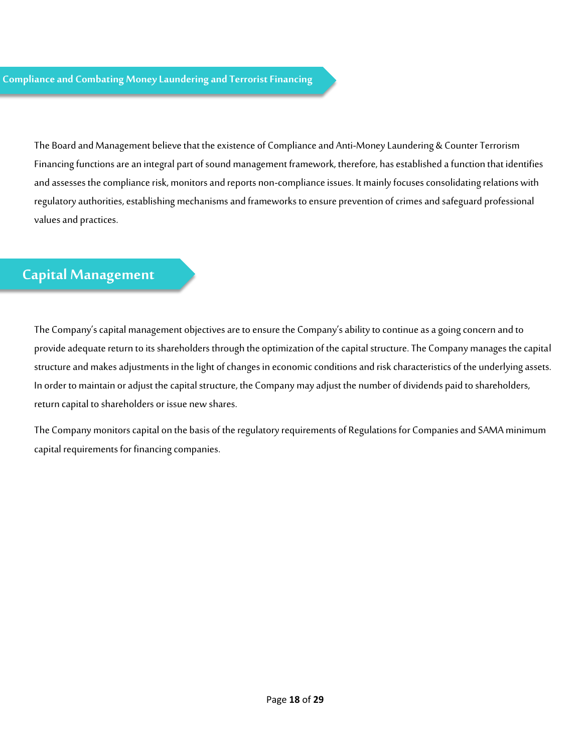## Compliance and Combating Money Laundering and Terrorist Financing

The Board and Management believe that the existence of Compliance and Anti-Money Laundering & Counter Terrorism Financing functions are an integral part of sound management framework, therefore, has established a function that identifies and assesses the compliance risk, monitors and reports non-compliance issues. It mainly focuses consolidating relations with regulatory authorities, establishing mechanisms and frameworks to ensure prevention of crimes and safeguard professional values and practices.

## Capital Management

The Company's capital management objectives are to ensure the Company's ability to continue as a going concern and to provide adequate return to its shareholders through the optimization of the capital structure. The Company manages the capital structure and makes adjustments in the light of changes in economic conditions and risk characteristics of the underlying assets. In order to maintain or adjust the capital structure, the Company may adjust the number of dividends paid to shareholders, return capital to shareholders or issue new shares.

The Company monitors capital on the basis of the regulatory requirements of Regulations for Companies and SAMA minimum capital requirements for financing companies.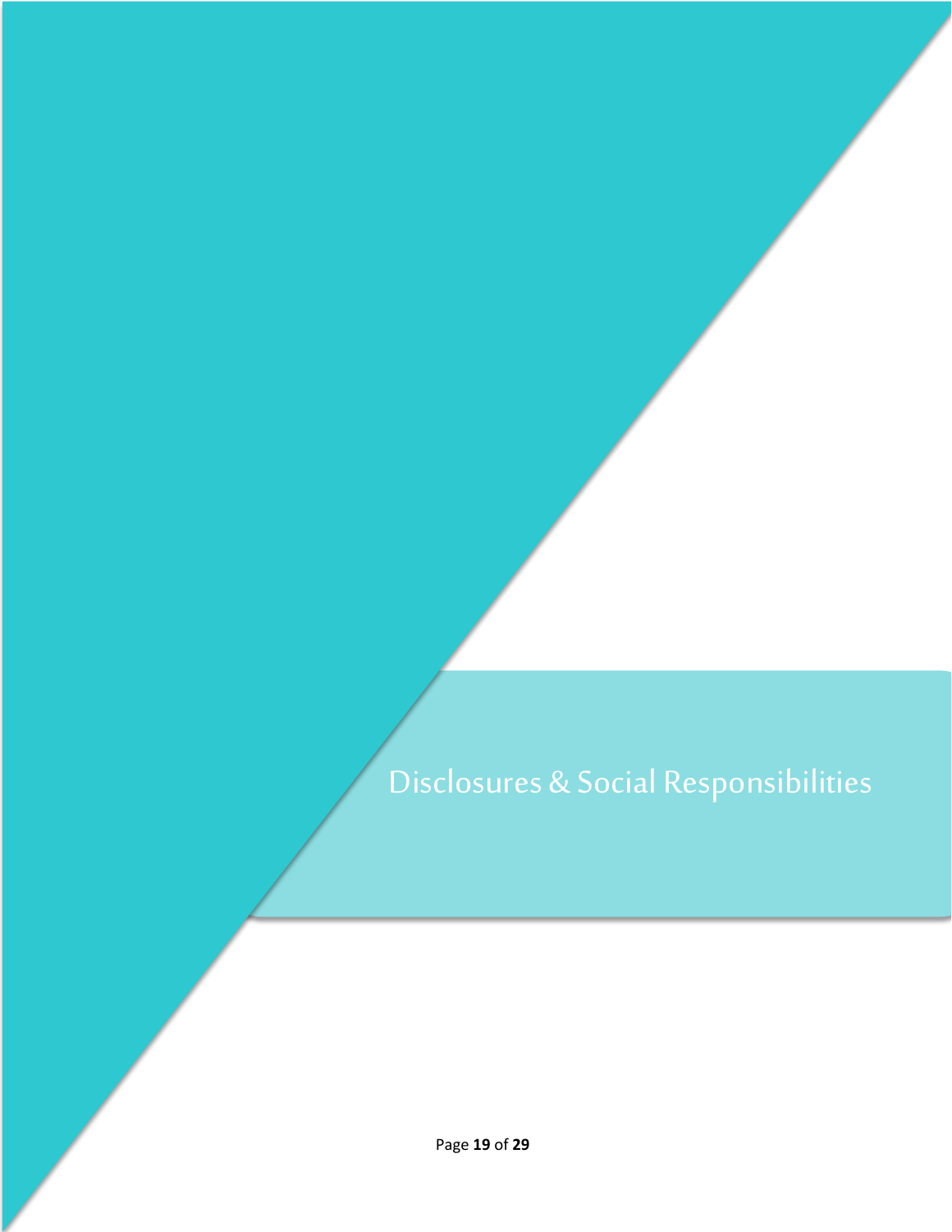# Disclosures & Social Responsibilities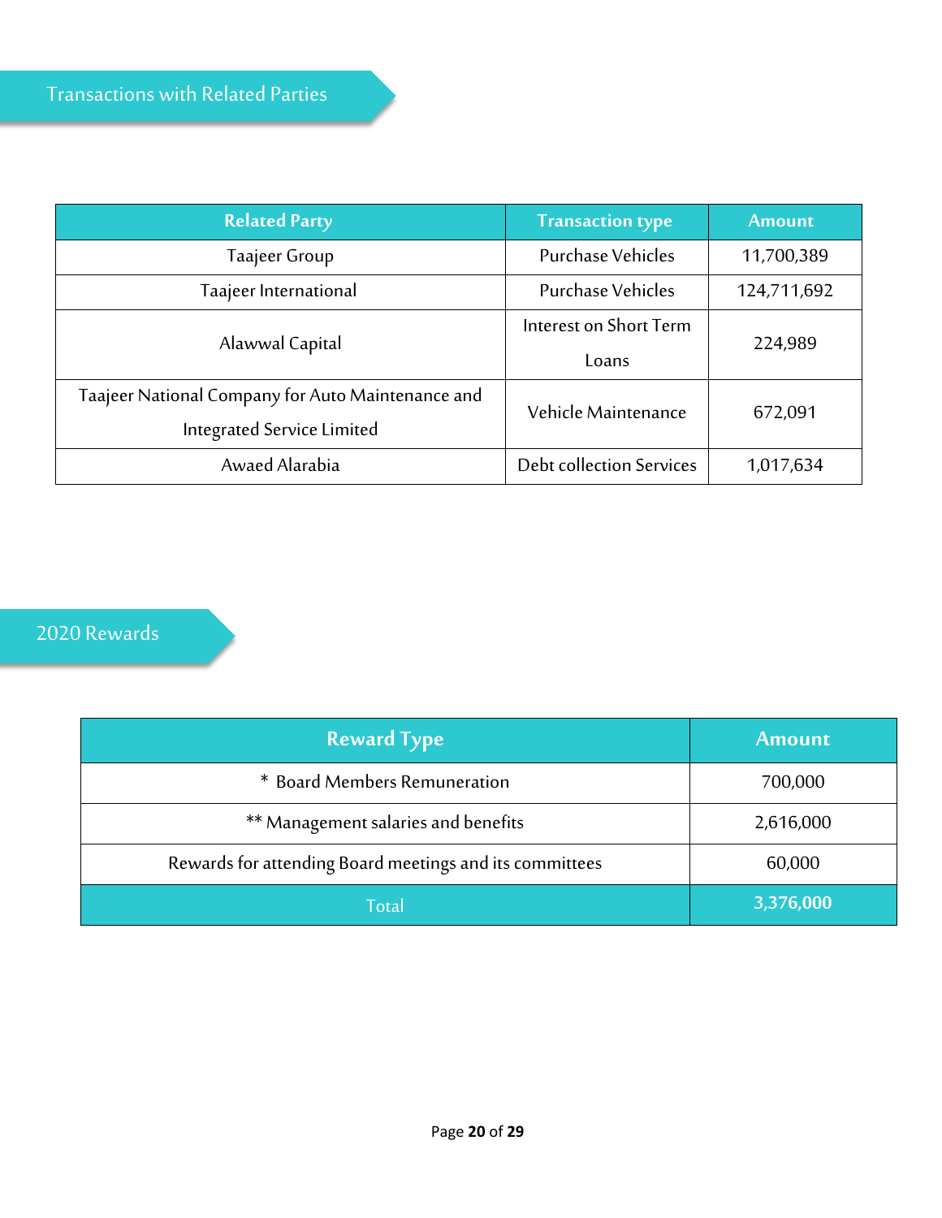## Transactions with Related Parties

| Related Party | Transaction type | Amount |
|---|---|---|
| Taajeer Group | Purchase Vehicles | 11,700,389 |
| Taajeer International | Purchase Vehicles | 124,711,692 |
| Alawwal Capital | Interest on Short Term Loans | 224,989 |
| Taajeer National Company for Auto Maintenance and Integrated Service Limited | Vehicle Maintenance | 672,091 |
| Awaed Alarabia | Debt collection Services | 1,017,634 |

## 2020 Rewards

| Reward Type | Amount |
|---|---|
| * Board Members Remuneration | 700,000 |
| ** Management salaries and benefits | 2,616,000 |
| Rewards for attending Board meetings and its committees | 60,000 |
| Total | **3,376,000** |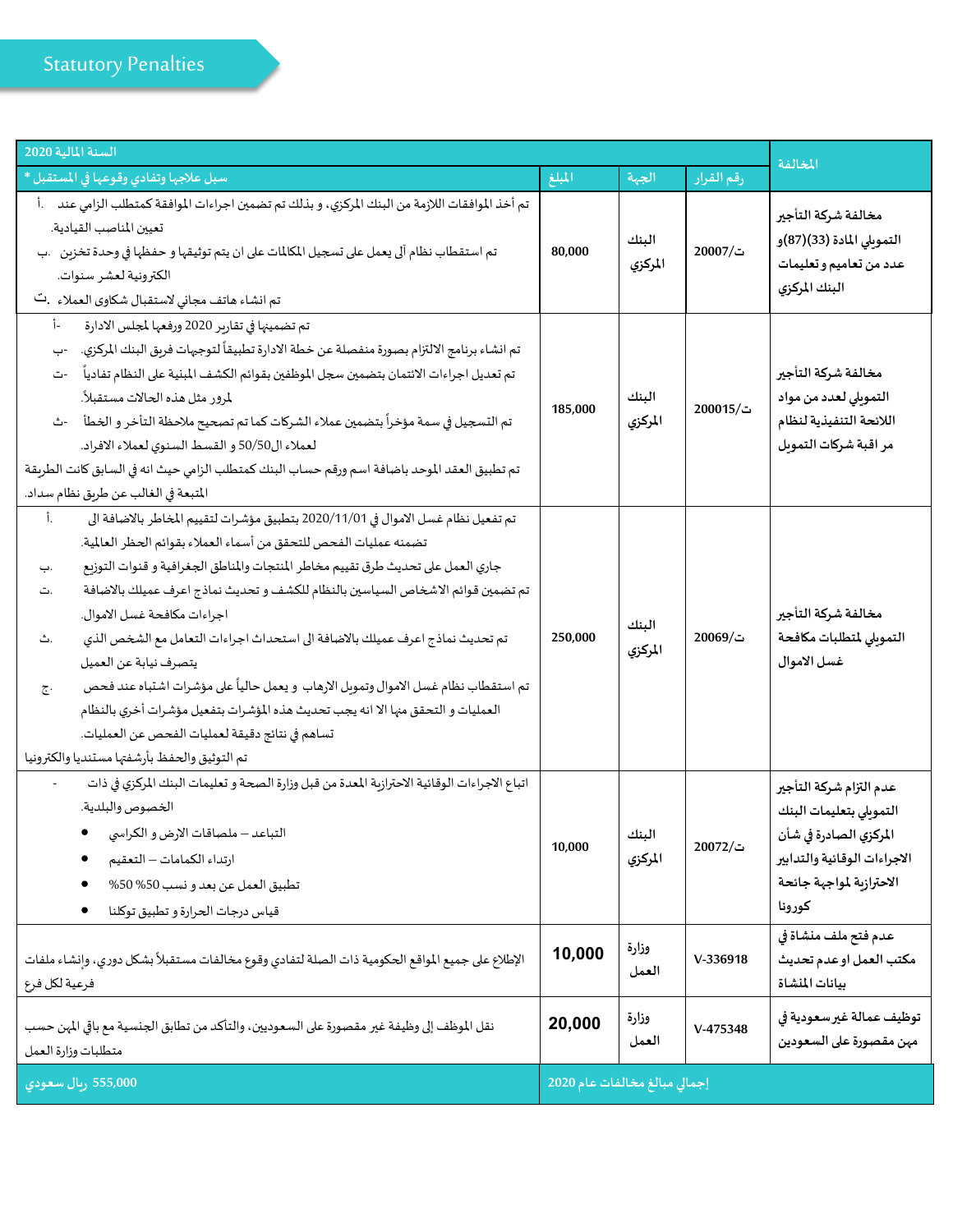## Statutory Penalties

| المخالفة | رقم القرار | الجهة | المبلغ | سبل علاجها وتفادي وقوعها في المستقبل * |
|---|---|---|---|---|
| | السنة المالية 2020 | | | |
| مخالفة شركة التأجير التمويلي المادة (33)(87)و عدد من تعاميم و تعليمات البنك المركزي | ت/20007 | البنك المركزي | 80,000 | أ. تم أخذ الموافقات اللازمة من البنك المركزي، و بذلك تم تضمين اجراءات الموافقة كمتطلب الزامي عند تعيين المناصب القيادية.<br>ب. تم استقطاب نظام آلي يعمل على تسجيل المكالمات على ان يتم توثيقها و حفظها في وحدة تخزين الكترونية لعشر سنوات.<br>ت. تم انشاء هاتف مجاني لاستقبال شكاوى العملاء. |
| مخالفة شركة التأجير التمويلي لعدد من مواد اللائحة التنفيذية لنظام مر اقبة شركات التمويل | ت/200015 | البنك المركزي | 185,000 | أ- تم تضمينها في تقارير 2020 ورفعها لمجلس الادارة<br>ب- تم انشاء برنامج الالتزام بصورة منفصلة عن خطة الادارة تطبيقاً لتوجيهات فريق البنك المركزي.<br>ت- تم تعديل اجراءات الائتمان بتضمين سجل الموظفين بقوائم الكشف المبنية على النظام تفادياً لمرور مثل هذه الحالات مستقبلاً.<br>ث- تم التسجيل في سمة مؤخراً بتضمين عملاء الشركات كما تم تصحيح ملاحظة التأخر و الخطأ لعملاء ال50/50 و القسط السنوي لعملاء الافراد.<br>تم تطبيق العقد الموحد باضافة اسم ورقم حساب البنك كمتطلب الزامي حيث انه في السابق كانت الطريقة المتبعة في الغالب عن طريق نظام سداد. |
| مخالفة شركة التأجير التمويلي لمتطلبات مكافحة غسل الاموال | ت/20069 | البنك المركزي | 250,000 | أ. تم تفعيل نظام غسل الاموال في 2020/11/01 بتطبيق مؤشرات لتقييم المخاطر بالاضافة الى تضمنه عمليات الفحص للتحقق من أسماء العملاء بقوائم الحظر العالمية.<br>ب. جاري العمل على تحديث طرق تقييم مخاطر المنتجات والمناطق الجغرافية و قنوات التوزيع<br>ت. تم تضمين قوائم الاشخاص السياسين بالنظام للكشف و تحديث نماذج اعرف عميلك بالاضافة اجراءات مكافحة غسل الاموال.<br>ث. تم تحديث نماذج اعرف عميلك بالاضافة الى استحداث اجراءات التعامل مع الشخص الذي يتصرف نيابة عن العميل<br>ج. تم استقطاب نظام غسل الاموال وتمويل الارهاب و يعمل حالياً على مؤشرات اشتباه عند فحص العمليات و التحقق منها الا انه يجب تحديث هذه المؤشرات بتفعيل مؤشرات أخرى بالنظام تساهم في نتائج دقيقة لعمليات الفحص عن العمليات.<br>تم التوثيق والحفظ بأرشفتها مستنديا والكترونيا |
| عدم التزام شركة التأجير التمويلي بتعليمات البنك المركزي الصادرة في شأن الاجراءات الوقائية والتدابير الاحترازية لمواجهة جائحة كورونا | ت/20072 | البنك المركزي | 10,000 | - اتباع الاجراءات الوقائية الاحترازية المعدة من قبل وزارة الصحة و تعليمات البنك المركزي في ذات الخصوص والبلدية.<br>• التباعد – ملصاقات الارض و الكراسي<br>• ارتداء الكمامات – التعقيم<br>• تطبيق العمل عن بعد و نسب 50% 50%<br>• قياس درجات الحرارة و تطبيق توكلنا |
| عدم فتح ملف منشأة في مكتب العمل او عدم تحديث بيانات المنشأة | V-336918 | وزارة العمل | 10,000 | الإطلاع على جميع المواقع الحكومية ذات الصلة لتفادي وقوع مخالفات مستقبلاً بشكل دوري، وإنشاء ملفات فرعية لكل فرع |
| توظيف عمالة غير سعودية في مهن مقصورة على السعوديين | V-475348 | وزارة العمل | 20,000 | نقل الموظف إلى وظيفة غير مقصورة على السعوديين، والتأكد من تطابق الجنسية مع باقي المهن حسب متطلبات وزارة العمل |
| | | إجمالي مبالغ مخالفات عام 2020 | | 555,000 ريال سعودي |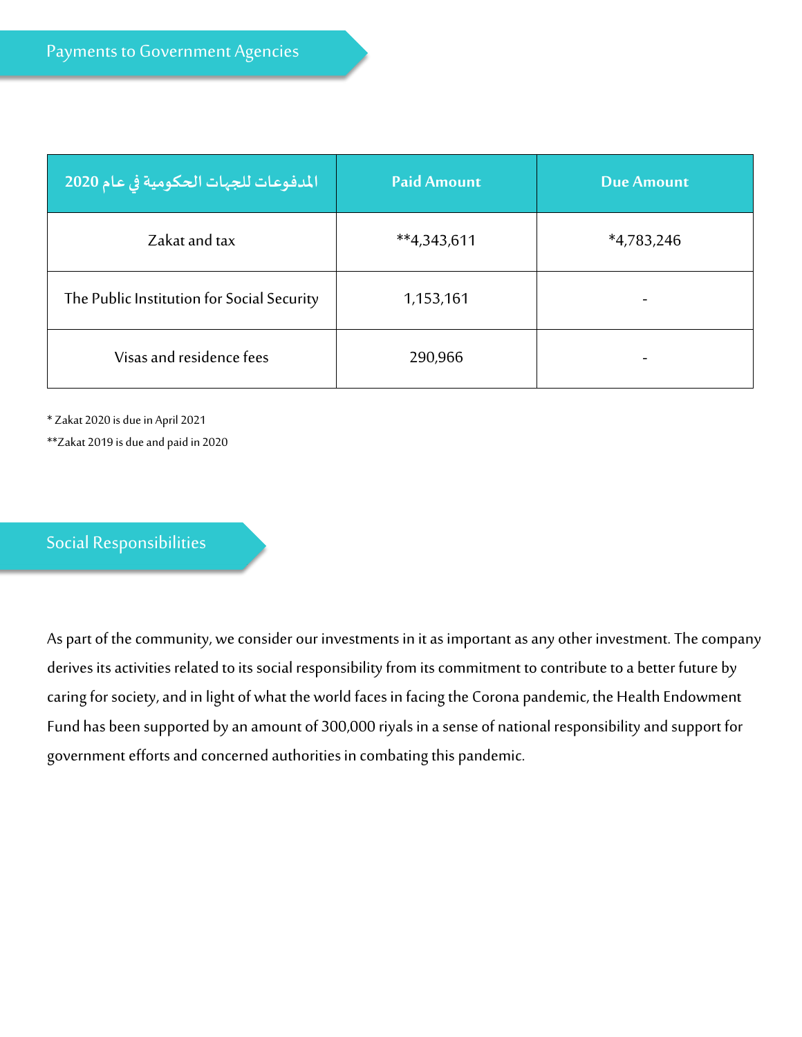## Payments to Government Agencies

| المدفوعات للجهات الحكومية في عام 2020 | Paid Amount | Due Amount |
|---|---|---|
| Zakat and tax | **4,343,611 | *4,783,246 |
| The Public Institution for Social Security | 1,153,161 | - |
| Visas and residence fees | 290,966 | - |

* Zakat 2020 is due in April 2021

**Zakat 2019 is due and paid in 2020

## Social Responsibilities

As part of the community, we consider our investments in it as important as any other investment. The company derives its activities related to its social responsibility from its commitment to contribute to a better future by caring for society, and in light of what the world faces in facing the Corona pandemic, the Health Endowment Fund has been supported by an amount of 300,000 riyals in a sense of national responsibility and support for government efforts and concerned authorities in combating this pandemic.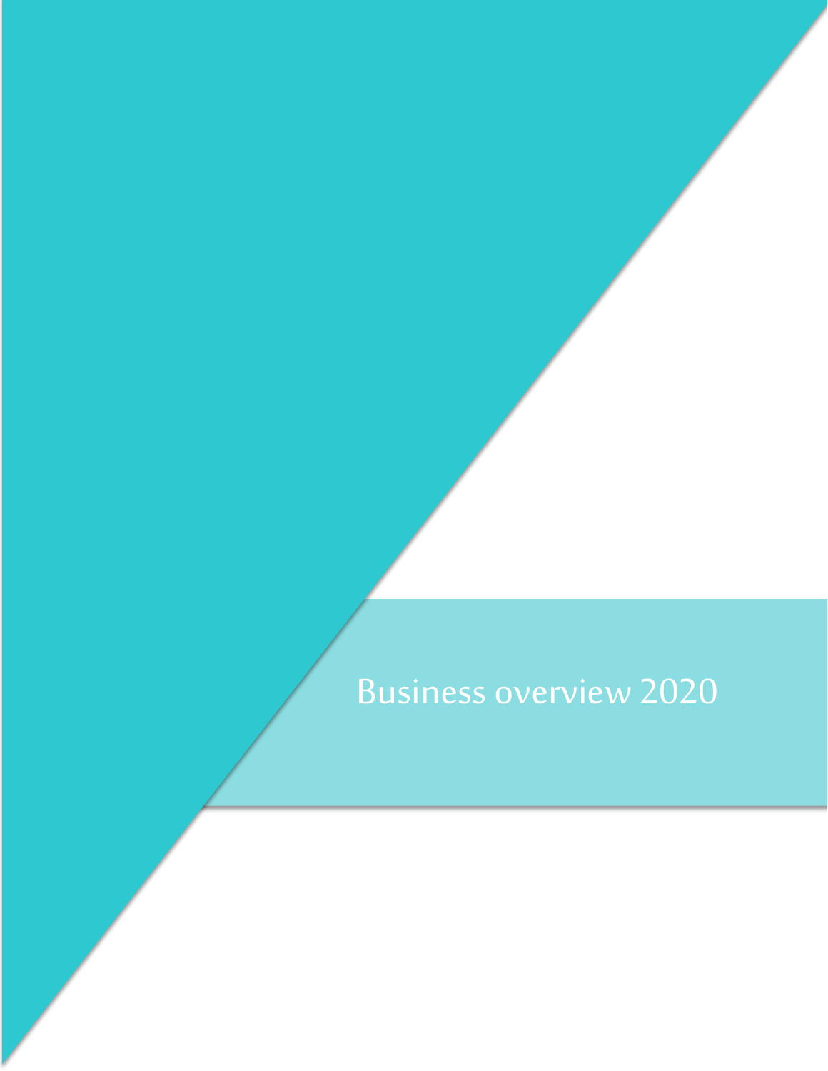# Business overview 2020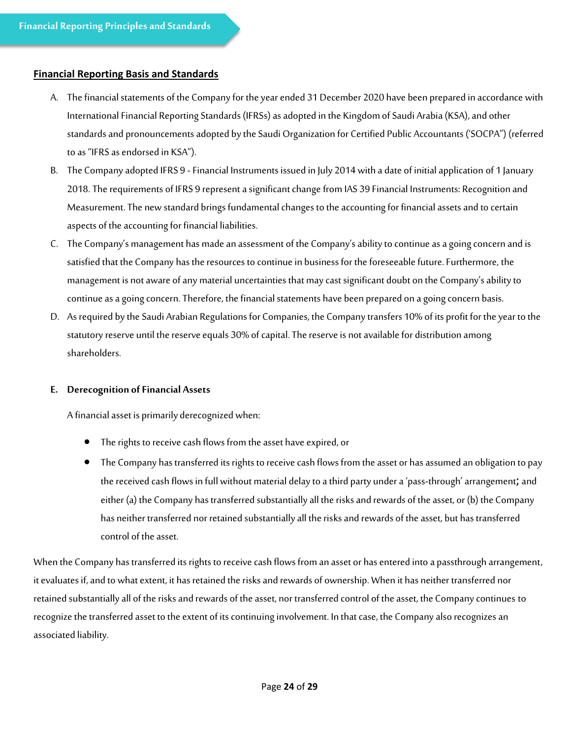## Financial Reporting Principles and Standards

### Financial Reporting Basis and Standards

A. The financial statements of the Company for the year ended 31 December 2020 have been prepared in accordance with International Financial Reporting Standards (IFRSs) as adopted in the Kingdom of Saudi Arabia (KSA), and other standards and pronouncements adopted by the Saudi Organization for Certified Public Accountants ('SOCPA") (referred to as "IFRS as endorsed in KSA").

B. The Company adopted IFRS 9 - Financial Instruments issued in July 2014 with a date of initial application of 1 January 2018. The requirements of IFRS 9 represent a significant change from IAS 39 Financial Instruments: Recognition and Measurement. The new standard brings fundamental changes to the accounting for financial assets and to certain aspects of the accounting for financial liabilities.

C. The Company's management has made an assessment of the Company's ability to continue as a going concern and is satisfied that the Company has the resources to continue in business for the foreseeable future. Furthermore, the management is not aware of any material uncertainties that may cast significant doubt on the Company's ability to continue as a going concern. Therefore, the financial statements have been prepared on a going concern basis.

D. As required by the Saudi Arabian Regulations for Companies, the Company transfers 10% of its profit for the year to the statutory reserve until the reserve equals 30% of capital. The reserve is not available for distribution among shareholders.

**E. Derecognition of Financial Assets**

A financial asset is primarily derecognized when:

- The rights to receive cash flows from the asset have expired, or
- The Company has transferred its rights to receive cash flows from the asset or has assumed an obligation to pay the received cash flows in full without material delay to a third party under a 'pass-through' arrangement; and either (a) the Company has transferred substantially all the risks and rewards of the asset, or (b) the Company has neither transferred nor retained substantially all the risks and rewards of the asset, but has transferred control of the asset.

When the Company has transferred its rights to receive cash flows from an asset or has entered into a passthrough arrangement, it evaluates if, and to what extent, it has retained the risks and rewards of ownership. When it has neither transferred nor retained substantially all of the risks and rewards of the asset, nor transferred control of the asset, the Company continues to recognize the transferred asset to the extent of its continuing involvement. In that case, the Company also recognizes an associated liability.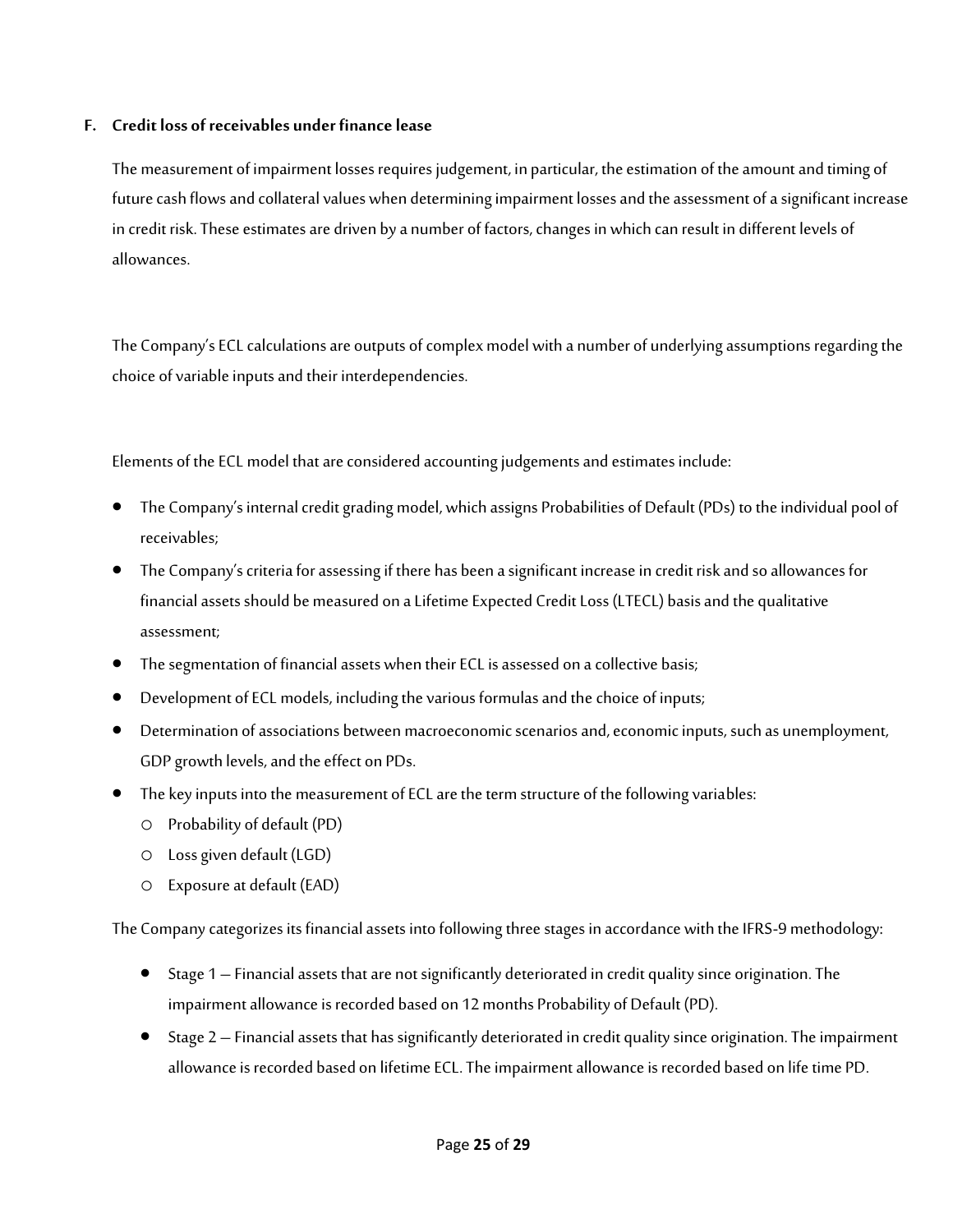### F. Credit loss of receivables under finance lease

The measurement of impairment losses requires judgement, in particular, the estimation of the amount and timing of future cash flows and collateral values when determining impairment losses and the assessment of a significant increase in credit risk. These estimates are driven by a number of factors, changes in which can result in different levels of allowances.

The Company's ECL calculations are outputs of complex model with a number of underlying assumptions regarding the choice of variable inputs and their interdependencies.

Elements of the ECL model that are considered accounting judgements and estimates include:

- The Company's internal credit grading model, which assigns Probabilities of Default (PDs) to the individual pool of receivables;
- The Company's criteria for assessing if there has been a significant increase in credit risk and so allowances for financial assets should be measured on a Lifetime Expected Credit Loss (LTECL) basis and the qualitative assessment;
- The segmentation of financial assets when their ECL is assessed on a collective basis;
- Development of ECL models, including the various formulas and the choice of inputs;
- Determination of associations between macroeconomic scenarios and, economic inputs, such as unemployment, GDP growth levels, and the effect on PDs.
- The key inputs into the measurement of ECL are the term structure of the following variables:
  - Probability of default (PD)
  - Loss given default (LGD)
  - Exposure at default (EAD)

The Company categorizes its financial assets into following three stages in accordance with the IFRS-9 methodology:

- Stage 1 – Financial assets that are not significantly deteriorated in credit quality since origination. The impairment allowance is recorded based on 12 months Probability of Default (PD).
- Stage 2 – Financial assets that has significantly deteriorated in credit quality since origination. The impairment allowance is recorded based on lifetime ECL. The impairment allowance is recorded based on life time PD.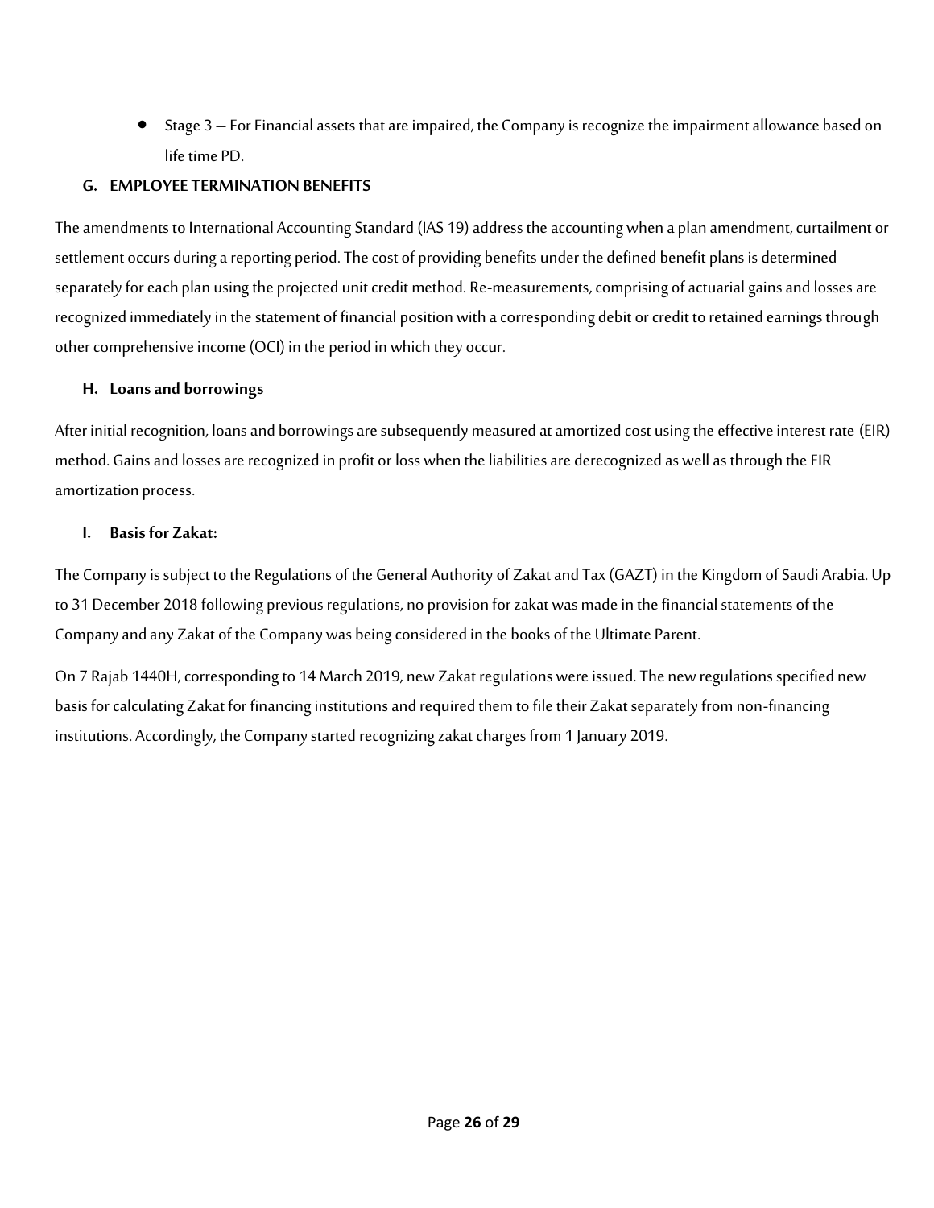- Stage 3 – For Financial assets that are impaired, the Company is recognize the impairment allowance based on life time PD.

**G. EMPLOYEE TERMINATION BENEFITS**

The amendments to International Accounting Standard (IAS 19) address the accounting when a plan amendment, curtailment or settlement occurs during a reporting period. The cost of providing benefits under the defined benefit plans is determined separately for each plan using the projected unit credit method. Re-measurements, comprising of actuarial gains and losses are recognized immediately in the statement of financial position with a corresponding debit or credit to retained earnings through other comprehensive income (OCI) in the period in which they occur.

**H. Loans and borrowings**

After initial recognition, loans and borrowings are subsequently measured at amortized cost using the effective interest rate (EIR) method. Gains and losses are recognized in profit or loss when the liabilities are derecognized as well as through the EIR amortization process.

**I. Basis for Zakat:**

The Company is subject to the Regulations of the General Authority of Zakat and Tax (GAZT) in the Kingdom of Saudi Arabia. Up to 31 December 2018 following previous regulations, no provision for zakat was made in the financial statements of the Company and any Zakat of the Company was being considered in the books of the Ultimate Parent.

On 7 Rajab 1440H, corresponding to 14 March 2019, new Zakat regulations were issued. The new regulations specified new basis for calculating Zakat for financing institutions and required them to file their Zakat separately from non-financing institutions. Accordingly, the Company started recognizing zakat charges from 1 January 2019.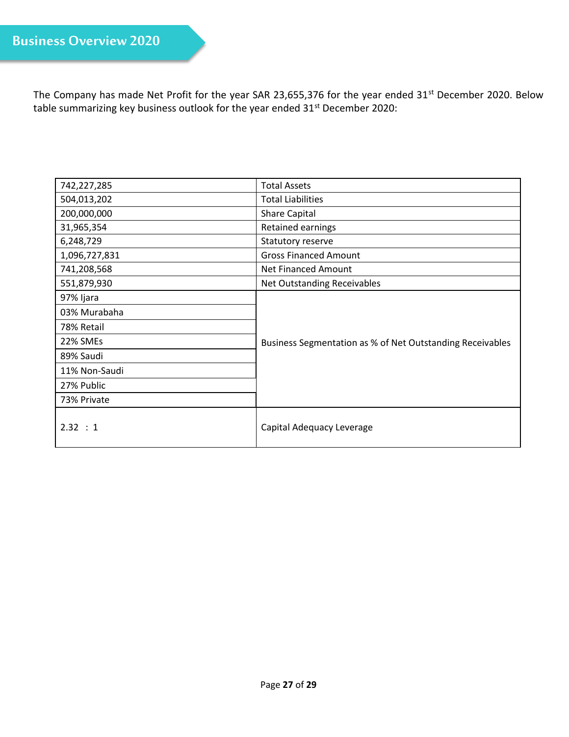# Business Overview 2020

The Company has made Net Profit for the year SAR 23,655,376 for the year ended 31st December 2020. Below table summarizing key business outlook for the year ended 31st December 2020:

| | |
|---|---|
| 742,227,285 | Total Assets |
| 504,013,202 | Total Liabilities |
| 200,000,000 | Share Capital |
| 31,965,354 | Retained earnings |
| 6,248,729 | Statutory reserve |
| 1,096,727,831 | Gross Financed Amount |
| 741,208,568 | Net Financed Amount |
| 551,879,930 | Net Outstanding Receivables |
| 97% Ijara | Business Segmentation as % of Net Outstanding Receivables |
| 03% Murabaha | |
| 78% Retail | |
| 22% SMEs | |
| 89% Saudi | |
| 11% Non-Saudi | |
| 27% Public | |
| 73% Private | |
| 2.32 : 1 | Capital Adequacy Leverage |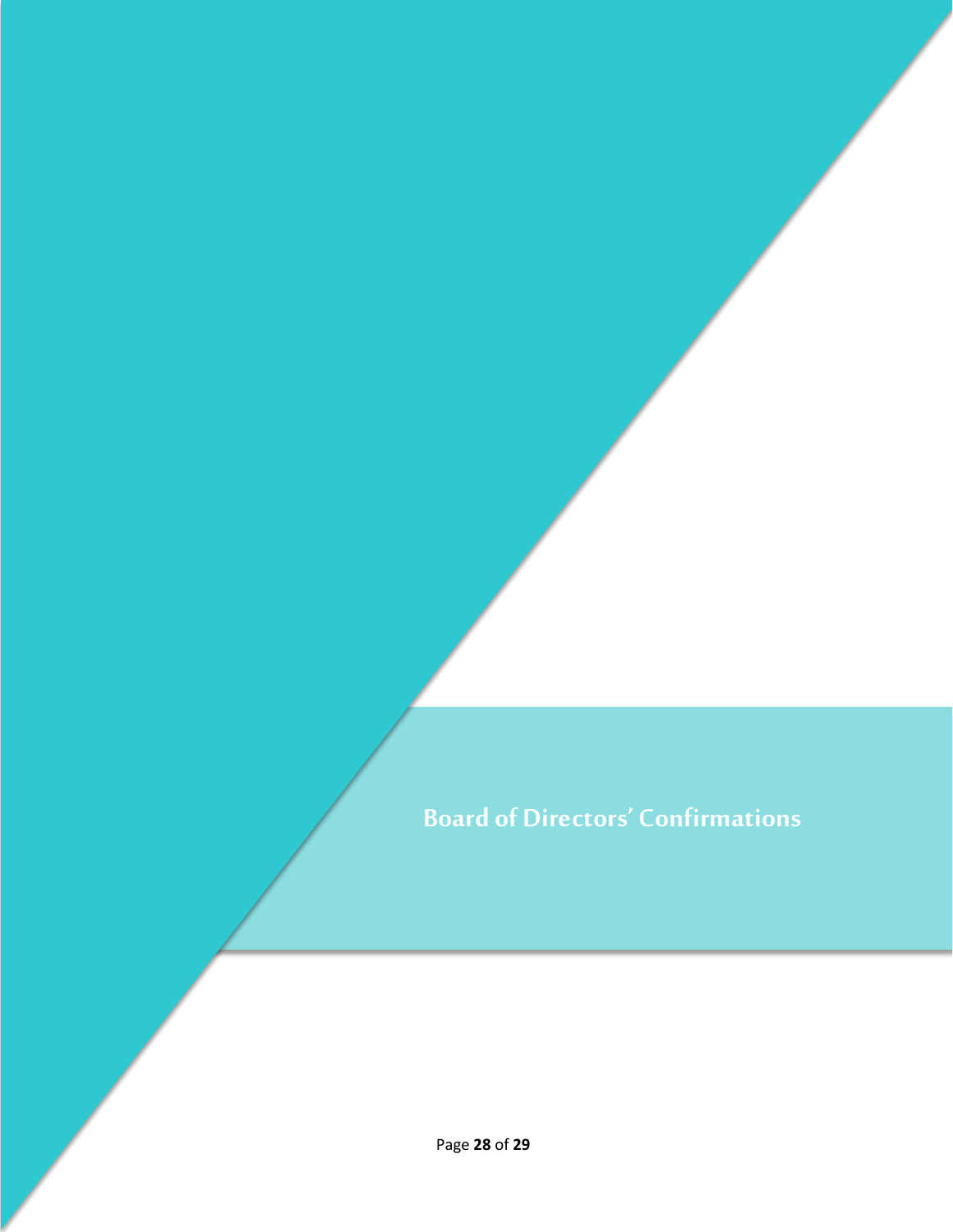# Board of Directors' Confirmations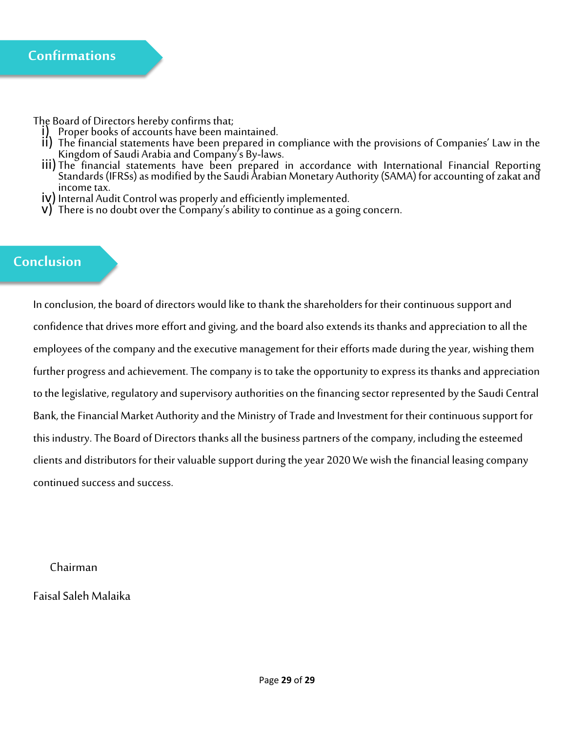## Confirmations

The Board of Directors hereby confirms that;

i) Proper books of accounts have been maintained.
ii) The financial statements have been prepared in compliance with the provisions of Companies' Law in the Kingdom of Saudi Arabia and Company's By-laws.
iii) The financial statements have been prepared in accordance with International Financial Reporting Standards (IFRSs) as modified by the Saudi Arabian Monetary Authority (SAMA) for accounting of zakat and income tax.
iv) Internal Audit Control was properly and efficiently implemented.
v) There is no doubt over the Company's ability to continue as a going concern.

## Conclusion

In conclusion, the board of directors would like to thank the shareholders for their continuous support and confidence that drives more effort and giving, and the board also extends its thanks and appreciation to all the employees of the company and the executive management for their efforts made during the year, wishing them further progress and achievement. The company is to take the opportunity to express its thanks and appreciation to the legislative, regulatory and supervisory authorities on the financing sector represented by the Saudi Central Bank, the Financial Market Authority and the Ministry of Trade and Investment for their continuous support for this industry. The Board of Directors thanks all the business partners of the company, including the esteemed clients and distributors for their valuable support during the year 2020 We wish the financial leasing company continued success and success.

Chairman

Faisal Saleh Malaika